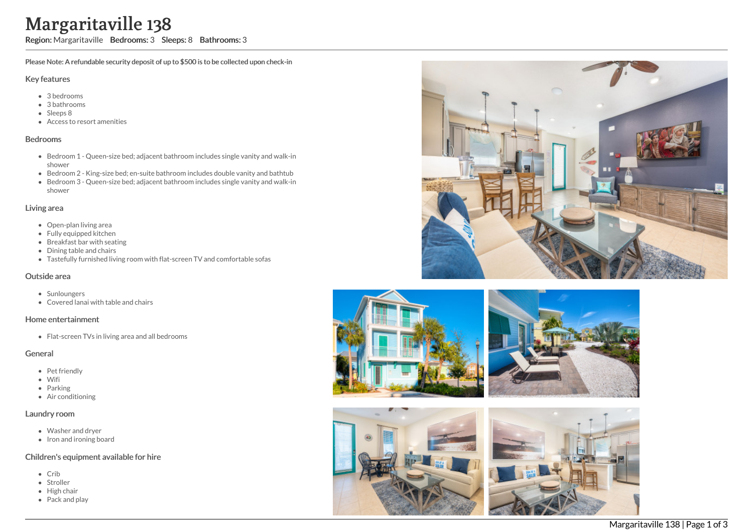# Margaritaville 138

**Region:** Margaritaville **Bedrooms:** 3 **Sleeps:** 8 **Bathrooms:** 3

**Please Note: A refundable security deposit of up to $500 is to be collected upon check-in**

## Key features

- 3 bedrooms
- 3 bathrooms
- Sleeps 8
- Access to resort amenities

## Bedrooms

- Bedroom 1 - Queen-size bed; adjacent bathroom includes single vanity and walk-in shower
- Bedroom 2 - King-size bed; en-suite bathroom includes double vanity and bathtub
- Bedroom 3 - Queen-size bed; adjacent bathroom includes single vanity and walk-in shower

## Living area

- Open-plan living area
- Fully equipped kitchen
- Breakfast bar with seating
- Dining table and chairs
- Tastefully furnished living room with flat-screen TV and comfortable sofas

## Outside area

- Sunloungers
- Covered lanai with table and chairs

## Home entertainment

- Flat-screen TVs in living area and all bedrooms

## General

- Pet friendly
- Wifi
- Parking
- Air conditioning

## Laundry room

- Washer and dryer
- Iron and ironing board

## Children's equipment available for hire

- Crib
- Stroller
- High chair
- Pack and play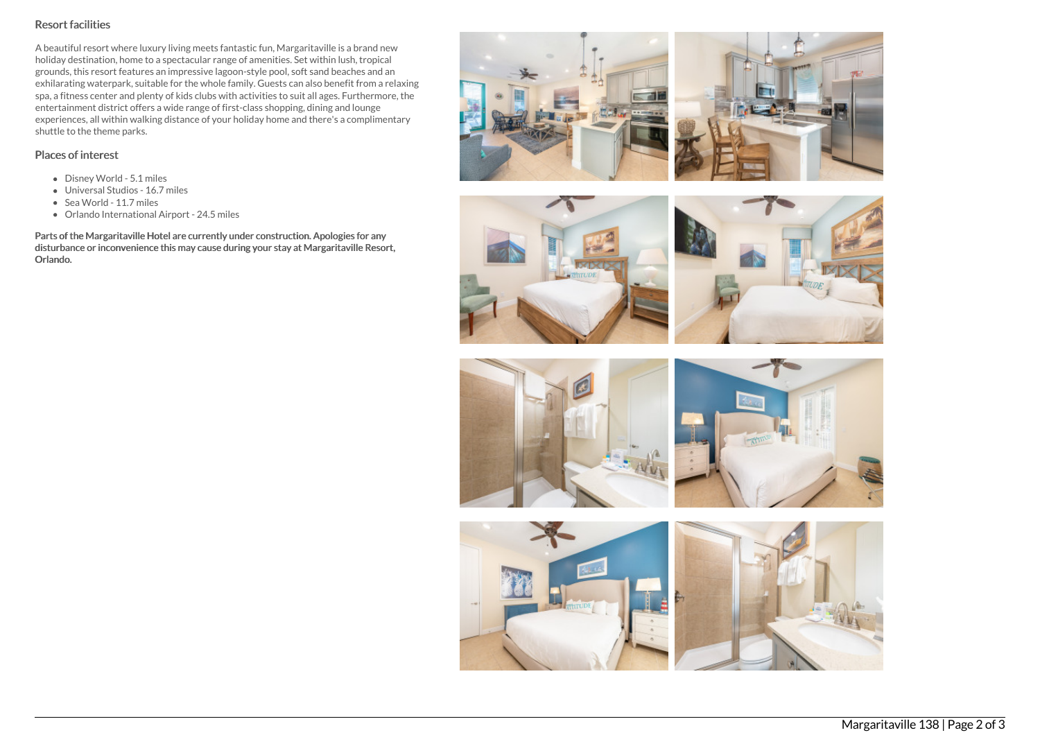## Resort facilities

A beautiful resort where luxury living meets fantastic fun, Margaritaville is a brand new holiday destination, home to a spectacular range of amenities. Set within lush, tropical grounds, this resort features an impressive lagoon-style pool, soft sand beaches and an exhilarating waterpark, suitable for the whole family. Guests can also benefit from a relaxing spa, a fitness center and plenty of kids clubs with activities to suit all ages. Furthermore, the entertainment district offers a wide range of first-class shopping, dining and lounge experiences, all within walking distance of your holiday home and there's a complimentary shuttle to the theme parks.

## Places of interest

- Disney World - 5.1 miles
- Universal Studios - 16.7 miles
- Sea World - 11.7 miles
- Orlando International Airport - 24.5 miles

**Parts of the Margaritaville Hotel are currently under construction. Apologies for any disturbance or inconvenience this may cause during your stay at Margaritaville Resort, Orlando.**